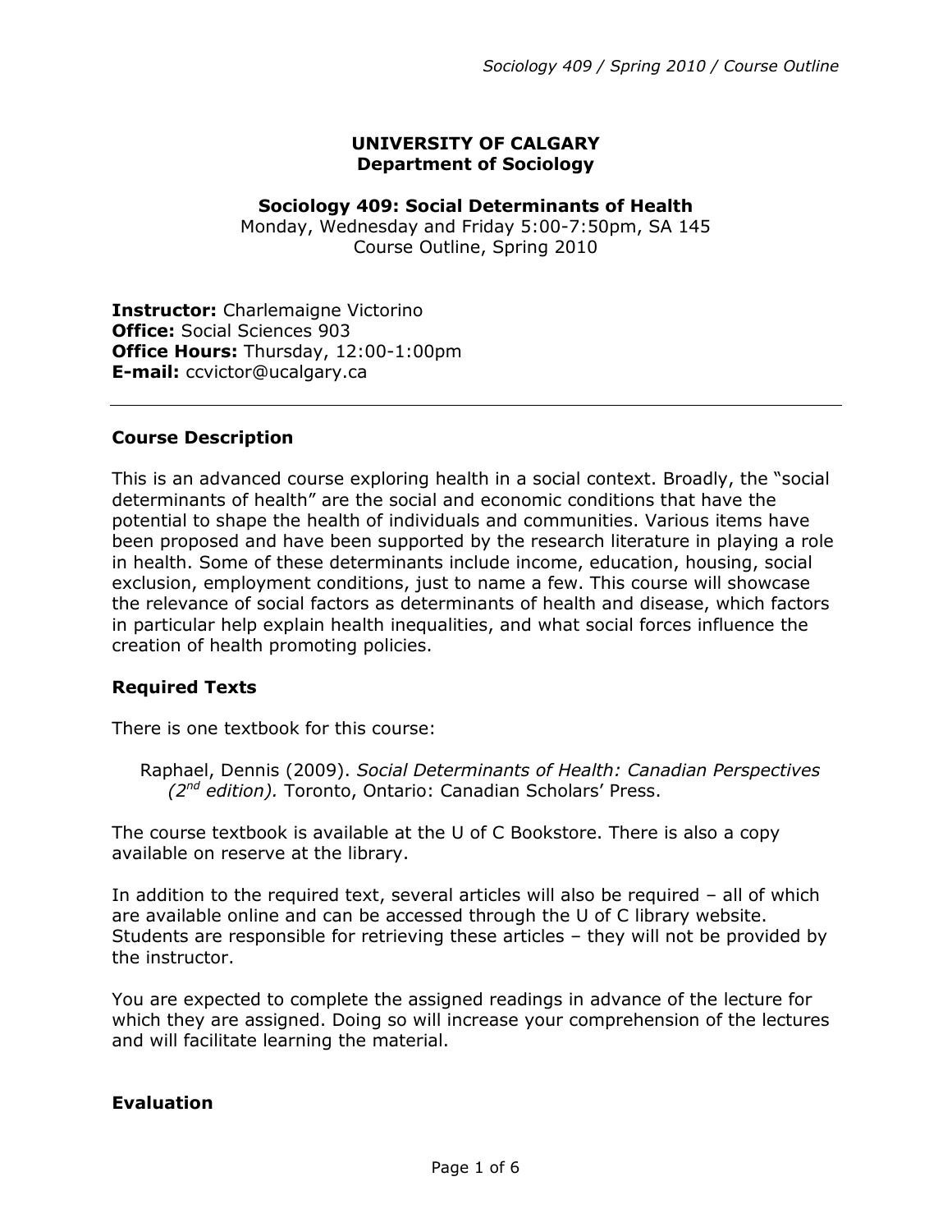# UNIVERSITY OF CALGARY
## Department of Sociology

### Sociology 409: Social Determinants of Health

Monday, Wednesday and Friday 5:00-7:50pm, SA 145
Course Outline, Spring 2010

**Instructor:** Charlemaigne Victorino
**Office:** Social Sciences 903
**Office Hours:** Thursday, 12:00-1:00pm
**E-mail:** ccvictor@ucalgary.ca

---

### Course Description

This is an advanced course exploring health in a social context. Broadly, the "social determinants of health" are the social and economic conditions that have the potential to shape the health of individuals and communities. Various items have been proposed and have been supported by the research literature in playing a role in health. Some of these determinants include income, education, housing, social exclusion, employment conditions, just to name a few. This course will showcase the relevance of social factors as determinants of health and disease, which factors in particular help explain health inequalities, and what social forces influence the creation of health promoting policies.

### Required Texts

There is one textbook for this course:

> Raphael, Dennis (2009). *Social Determinants of Health: Canadian Perspectives (2nd edition).* Toronto, Ontario: Canadian Scholars' Press.

The course textbook is available at the U of C Bookstore. There is also a copy available on reserve at the library.

In addition to the required text, several articles will also be required – all of which are available online and can be accessed through the U of C library website. Students are responsible for retrieving these articles – they will not be provided by the instructor.

You are expected to complete the assigned readings in advance of the lecture for which they are assigned. Doing so will increase your comprehension of the lectures and will facilitate learning the material.

### Evaluation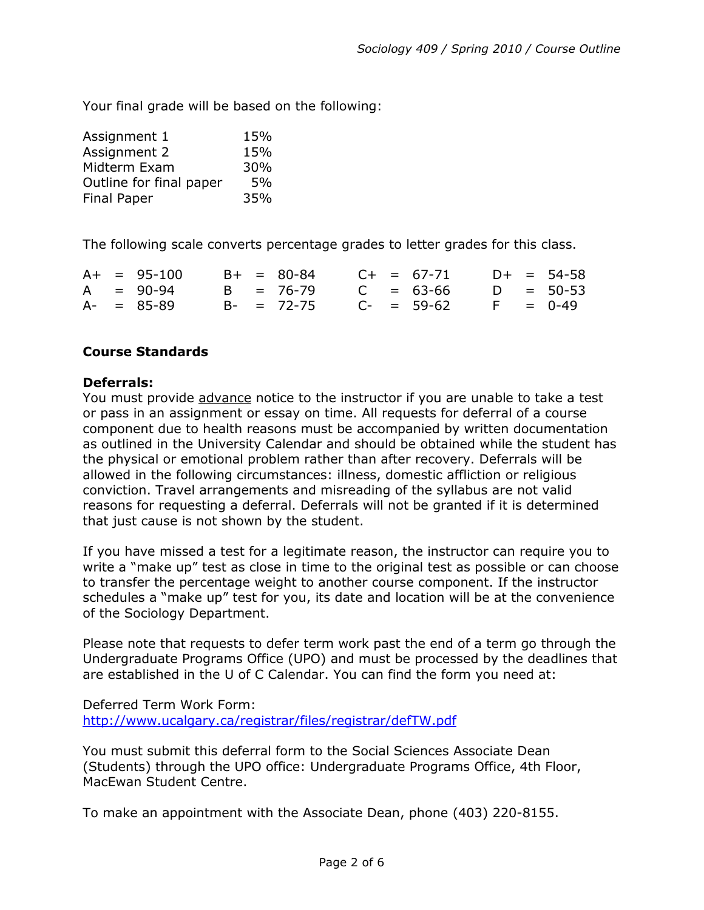Your final grade will be based on the following:

| Component | Weight |
|---|---|
| Assignment 1 | 15% |
| Assignment 2 | 15% |
| Midterm Exam | 30% |
| Outline for final paper | 5% |
| Final Paper | 35% |

The following scale converts percentage grades to letter grades for this class.

| | | | |
|---|---|---|---|
| A+ = 95-100 | B+ = 80-84 | C+ = 67-71 | D+ = 54-58 |
| A = 90-94 | B = 76-79 | C = 63-66 | D = 50-53 |
| A- = 85-89 | B- = 72-75 | C- = 59-62 | F = 0-49 |

## Course Standards

### Deferrals:

You must provide advance notice to the instructor if you are unable to take a test or pass in an assignment or essay on time. All requests for deferral of a course component due to health reasons must be accompanied by written documentation as outlined in the University Calendar and should be obtained while the student has the physical or emotional problem rather than after recovery. Deferrals will be allowed in the following circumstances: illness, domestic affliction or religious conviction. Travel arrangements and misreading of the syllabus are not valid reasons for requesting a deferral. Deferrals will not be granted if it is determined that just cause is not shown by the student.

If you have missed a test for a legitimate reason, the instructor can require you to write a "make up" test as close in time to the original test as possible or can choose to transfer the percentage weight to another course component. If the instructor schedules a "make up" test for you, its date and location will be at the convenience of the Sociology Department.

Please note that requests to defer term work past the end of a term go through the Undergraduate Programs Office (UPO) and must be processed by the deadlines that are established in the U of C Calendar. You can find the form you need at:

Deferred Term Work Form:
http://www.ucalgary.ca/registrar/files/registrar/defTW.pdf

You must submit this deferral form to the Social Sciences Associate Dean (Students) through the UPO office: Undergraduate Programs Office, 4th Floor, MacEwan Student Centre.

To make an appointment with the Associate Dean, phone (403) 220-8155.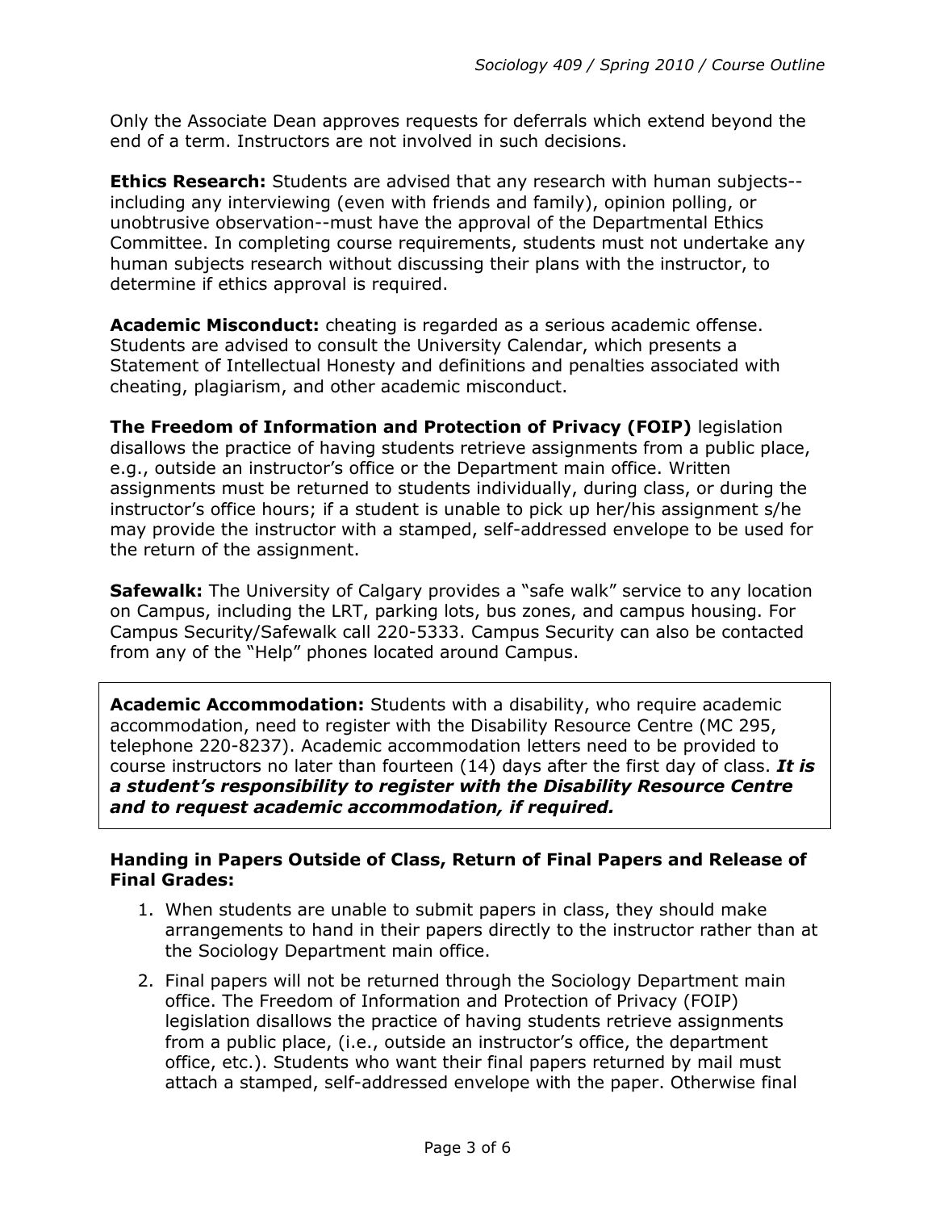Only the Associate Dean approves requests for deferrals which extend beyond the end of a term. Instructors are not involved in such decisions.

**Ethics Research:** Students are advised that any research with human subjects--including any interviewing (even with friends and family), opinion polling, or unobtrusive observation--must have the approval of the Departmental Ethics Committee. In completing course requirements, students must not undertake any human subjects research without discussing their plans with the instructor, to determine if ethics approval is required.

**Academic Misconduct:** cheating is regarded as a serious academic offense. Students are advised to consult the University Calendar, which presents a Statement of Intellectual Honesty and definitions and penalties associated with cheating, plagiarism, and other academic misconduct.

**The Freedom of Information and Protection of Privacy (FOIP)** legislation disallows the practice of having students retrieve assignments from a public place, e.g., outside an instructor's office or the Department main office. Written assignments must be returned to students individually, during class, or during the instructor's office hours; if a student is unable to pick up her/his assignment s/he may provide the instructor with a stamped, self-addressed envelope to be used for the return of the assignment.

**Safewalk:** The University of Calgary provides a "safe walk" service to any location on Campus, including the LRT, parking lots, bus zones, and campus housing. For Campus Security/Safewalk call 220-5333. Campus Security can also be contacted from any of the "Help" phones located around Campus.

**Academic Accommodation:** Students with a disability, who require academic accommodation, need to register with the Disability Resource Centre (MC 295, telephone 220-8237). Academic accommodation letters need to be provided to course instructors no later than fourteen (14) days after the first day of class. ***It is a student's responsibility to register with the Disability Resource Centre and to request academic accommodation, if required.***

**Handing in Papers Outside of Class, Return of Final Papers and Release of Final Grades:**

1. When students are unable to submit papers in class, they should make arrangements to hand in their papers directly to the instructor rather than at the Sociology Department main office.
2. Final papers will not be returned through the Sociology Department main office. The Freedom of Information and Protection of Privacy (FOIP) legislation disallows the practice of having students retrieve assignments from a public place, (i.e., outside an instructor's office, the department office, etc.). Students who want their final papers returned by mail must attach a stamped, self-addressed envelope with the paper. Otherwise final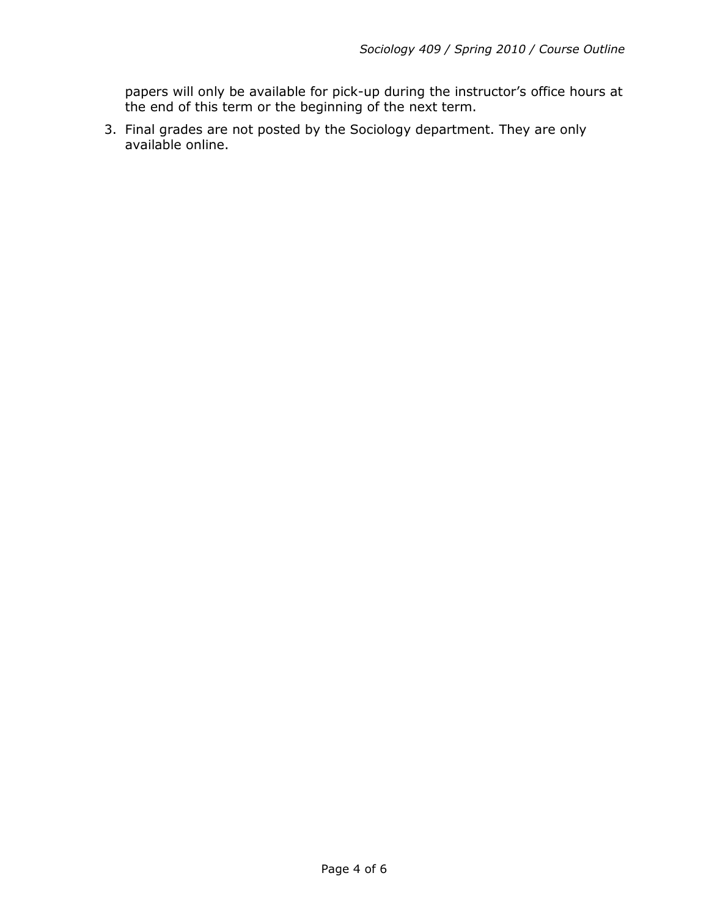papers will only be available for pick-up during the instructor's office hours at the end of this term or the beginning of the next term.

3. Final grades are not posted by the Sociology department. They are only available online.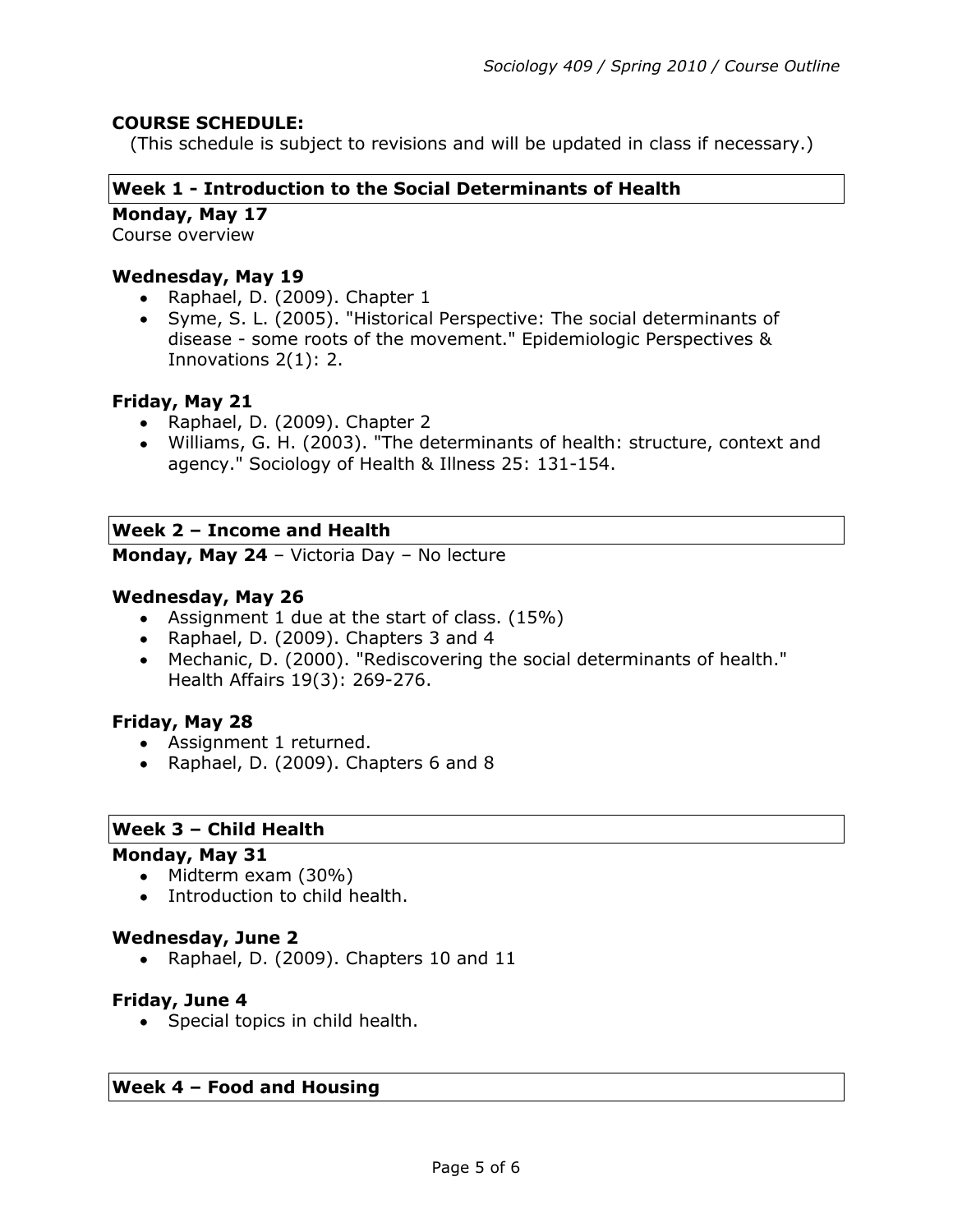**COURSE SCHEDULE:**

(This schedule is subject to revisions and will be updated in class if necessary.)

### Week 1 - Introduction to the Social Determinants of Health

**Monday, May 17**

Course overview

**Wednesday, May 19**

- Raphael, D. (2009). Chapter 1
- Syme, S. L. (2005). "Historical Perspective: The social determinants of disease - some roots of the movement." Epidemiologic Perspectives & Innovations 2(1): 2.

**Friday, May 21**

- Raphael, D. (2009). Chapter 2
- Williams, G. H. (2003). "The determinants of health: structure, context and agency." Sociology of Health & Illness 25: 131-154.

### Week 2 – Income and Health

**Monday, May 24** – Victoria Day – No lecture

**Wednesday, May 26**

- Assignment 1 due at the start of class. (15%)
- Raphael, D. (2009). Chapters 3 and 4
- Mechanic, D. (2000). "Rediscovering the social determinants of health." Health Affairs 19(3): 269-276.

**Friday, May 28**

- Assignment 1 returned.
- Raphael, D. (2009). Chapters 6 and 8

### Week 3 – Child Health

**Monday, May 31**

- Midterm exam (30%)
- Introduction to child health.

**Wednesday, June 2**

- Raphael, D. (2009). Chapters 10 and 11

**Friday, June 4**

- Special topics in child health.

### Week 4 – Food and Housing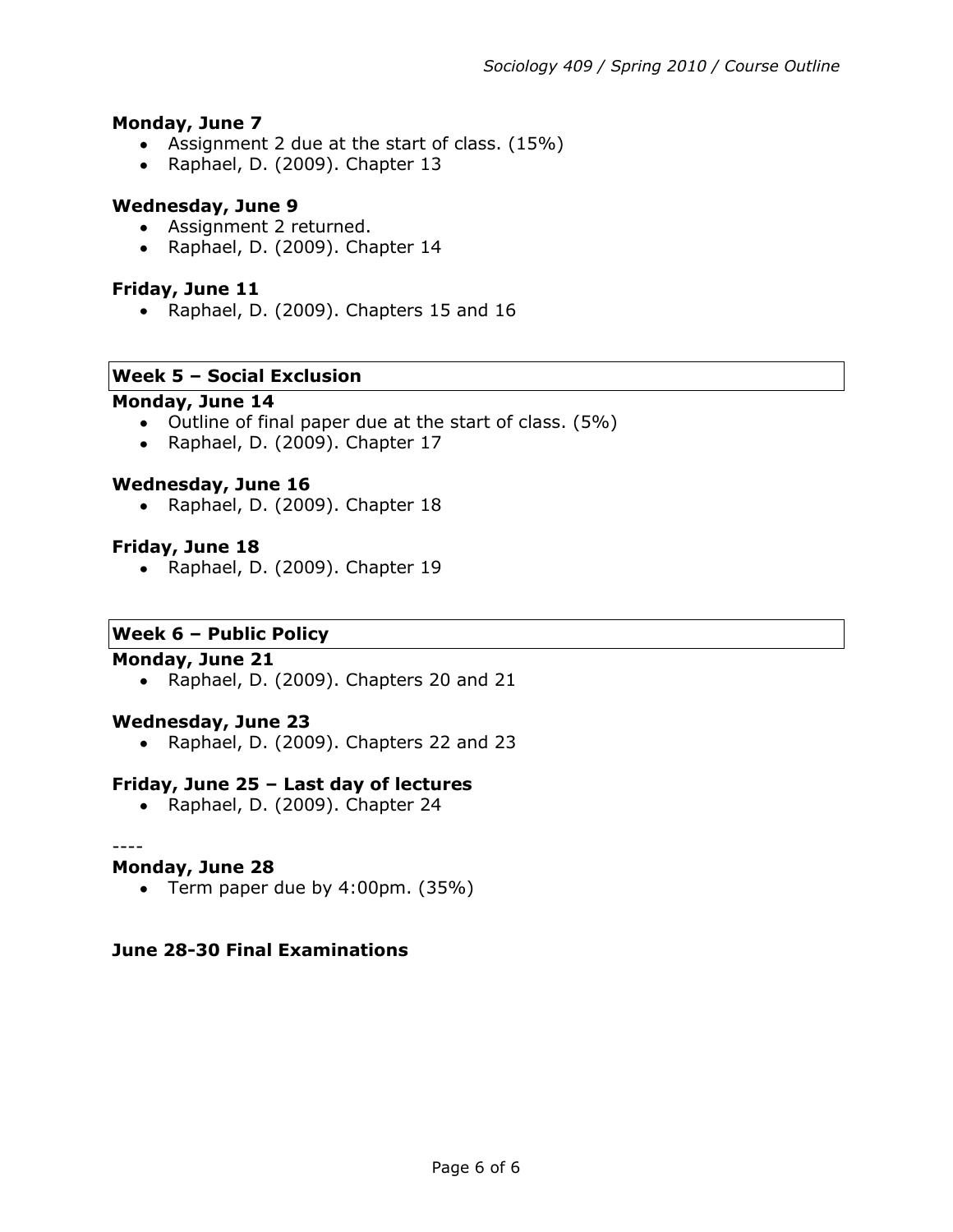**Monday, June 7**

- Assignment 2 due at the start of class. (15%)
- Raphael, D. (2009). Chapter 13

**Wednesday, June 9**

- Assignment 2 returned.
- Raphael, D. (2009). Chapter 14

**Friday, June 11**

- Raphael, D. (2009). Chapters 15 and 16

## Week 5 – Social Exclusion

**Monday, June 14**

- Outline of final paper due at the start of class. (5%)
- Raphael, D. (2009). Chapter 17

**Wednesday, June 16**

- Raphael, D. (2009). Chapter 18

**Friday, June 18**

- Raphael, D. (2009). Chapter 19

## Week 6 – Public Policy

**Monday, June 21**

- Raphael, D. (2009). Chapters 20 and 21

**Wednesday, June 23**

- Raphael, D. (2009). Chapters 22 and 23

**Friday, June 25 – Last day of lectures**

- Raphael, D. (2009). Chapter 24

----

**Monday, June 28**

- Term paper due by 4:00pm. (35%)

**June 28-30 Final Examinations**